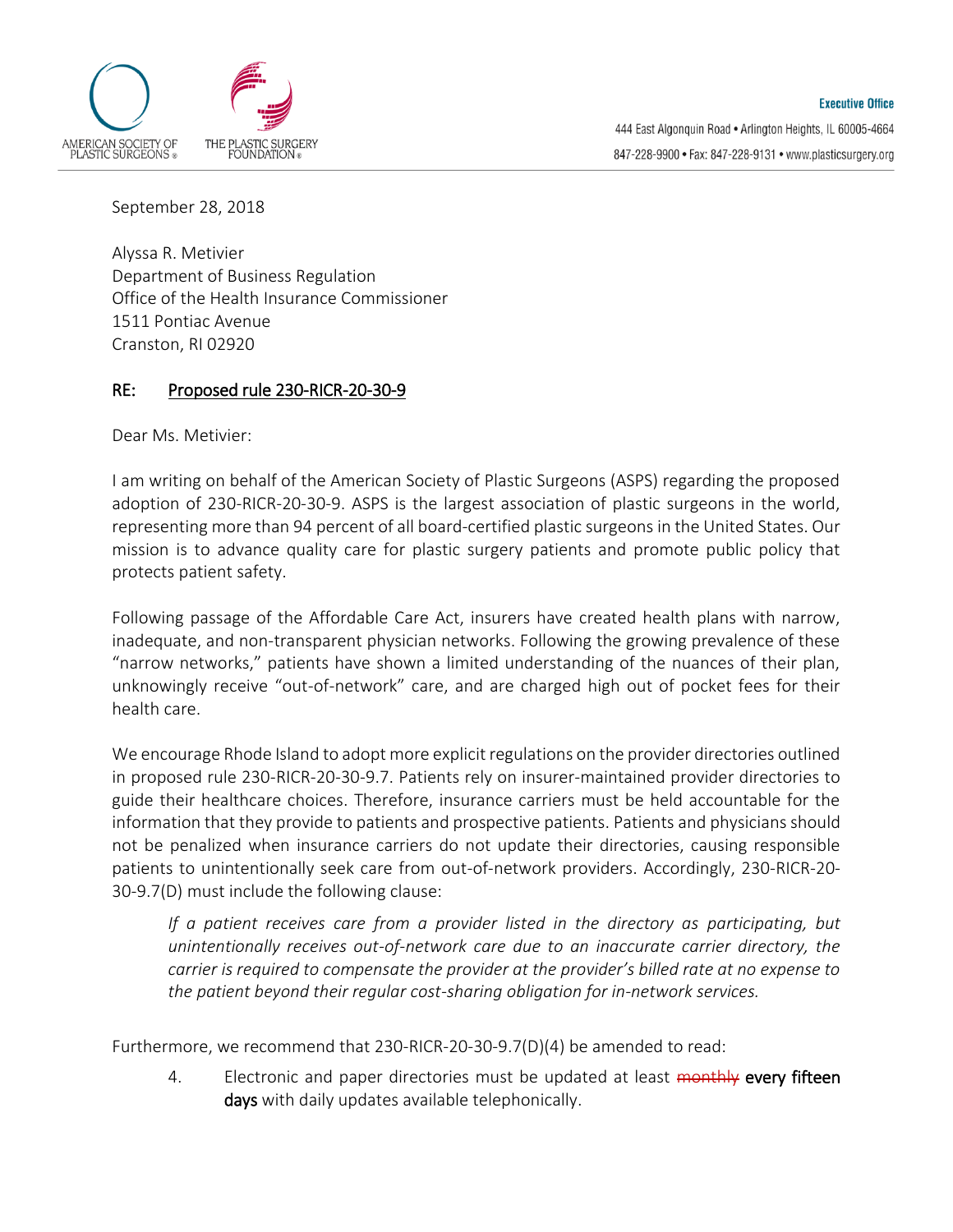AMERICAN SOCIETY OF PLASTIC SURGEONS®

THE PLASTIC SURGERY FOUNDATION®

**Executive Office**

444 East Algonquin Road • Arlington Heights, IL 60005-4664

847-228-9900 • Fax: 847-228-9131 • www.plasticsurgery.org

September 28, 2018

Alyssa R. Metivier
Department of Business Regulation
Office of the Health Insurance Commissioner
1511 Pontiac Avenue
Cranston, RI 02920

**RE: Proposed rule 230-RICR-20-30-9**

Dear Ms. Metivier:

I am writing on behalf of the American Society of Plastic Surgeons (ASPS) regarding the proposed adoption of 230-RICR-20-30-9. ASPS is the largest association of plastic surgeons in the world, representing more than 94 percent of all board-certified plastic surgeons in the United States. Our mission is to advance quality care for plastic surgery patients and promote public policy that protects patient safety.

Following passage of the Affordable Care Act, insurers have created health plans with narrow, inadequate, and non-transparent physician networks. Following the growing prevalence of these "narrow networks," patients have shown a limited understanding of the nuances of their plan, unknowingly receive "out-of-network" care, and are charged high out of pocket fees for their health care.

We encourage Rhode Island to adopt more explicit regulations on the provider directories outlined in proposed rule 230-RICR-20-30-9.7. Patients rely on insurer-maintained provider directories to guide their healthcare choices. Therefore, insurance carriers must be held accountable for the information that they provide to patients and prospective patients. Patients and physicians should not be penalized when insurance carriers do not update their directories, causing responsible patients to unintentionally seek care from out-of-network providers. Accordingly, 230-RICR-20-30-9.7(D) must include the following clause:

> *If a patient receives care from a provider listed in the directory as participating, but unintentionally receives out-of-network care due to an inaccurate carrier directory, the carrier is required to compensate the provider at the provider's billed rate at no expense to the patient beyond their regular cost-sharing obligation for in-network services.*

Furthermore, we recommend that 230-RICR-20-30-9.7(D)(4) be amended to read:

> 4. Electronic and paper directories must be updated at least ~~monthly~~ every fifteen days with daily updates available telephonically.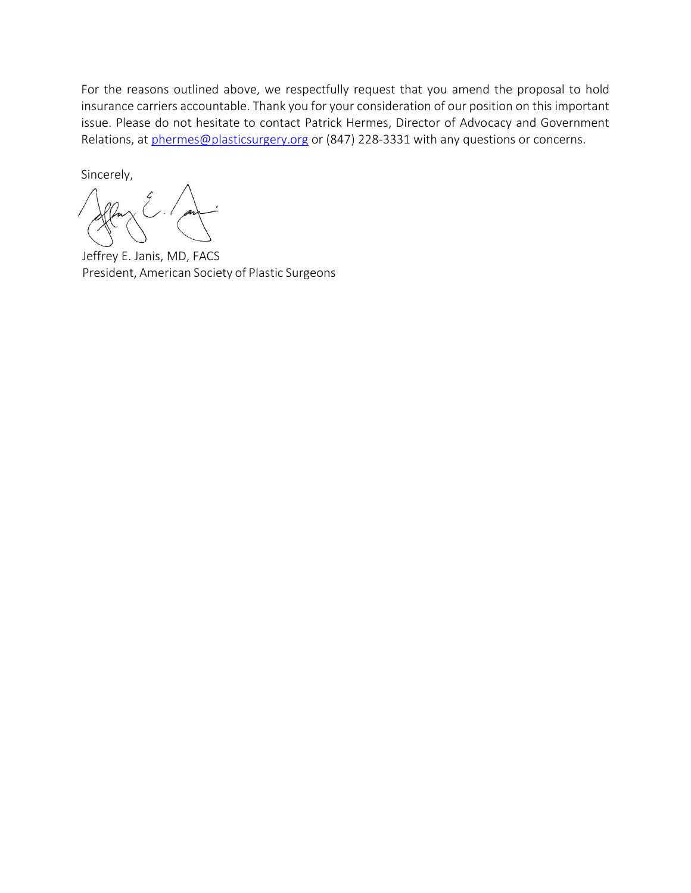For the reasons outlined above, we respectfully request that you amend the proposal to hold insurance carriers accountable. Thank you for your consideration of our position on this important issue. Please do not hesitate to contact Patrick Hermes, Director of Advocacy and Government Relations, at phermes@plasticsurgery.org or (847) 228-3331 with any questions or concerns.

Sincerely,

Jeffrey E. Janis, MD, FACS
President, American Society of Plastic Surgeons